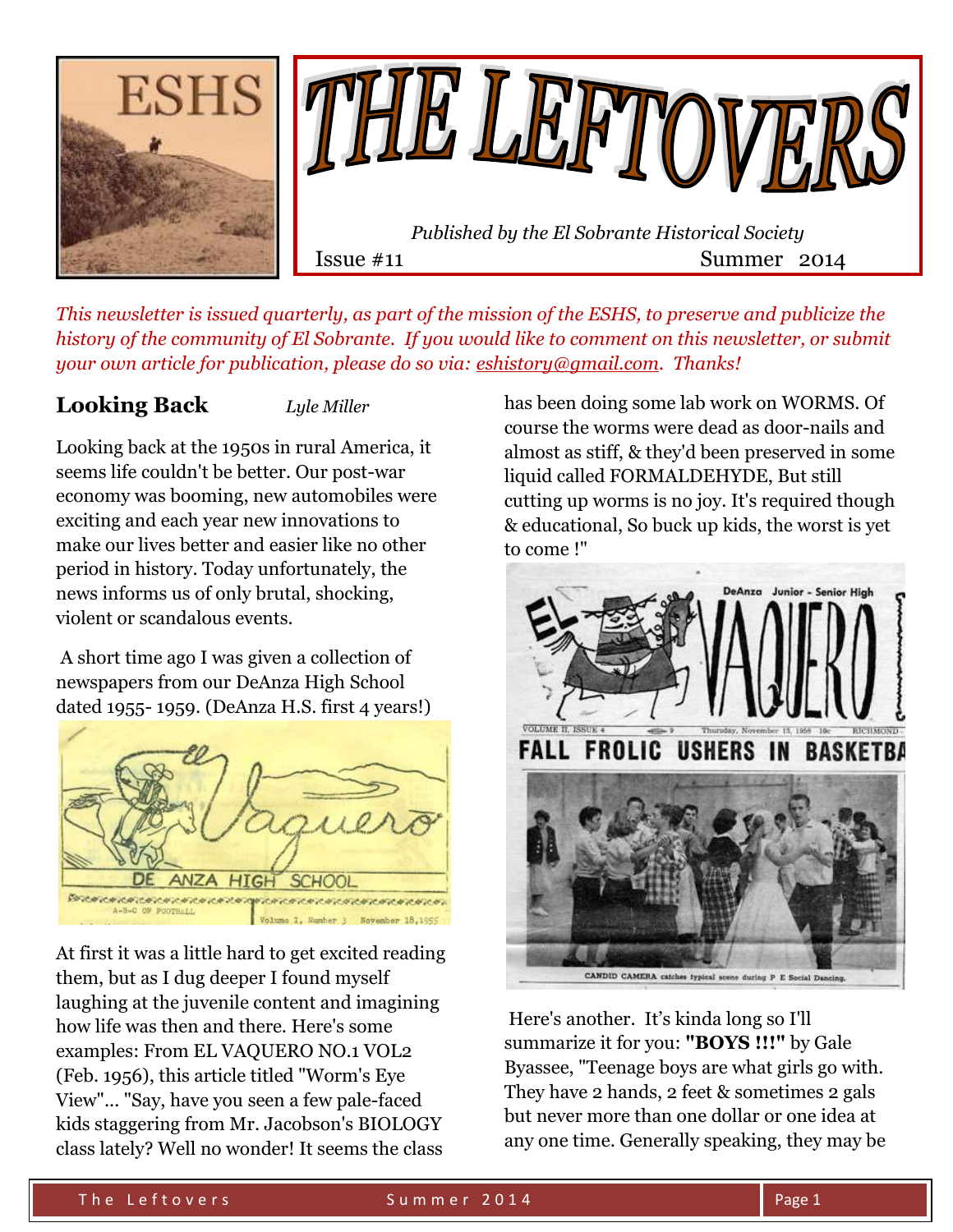# THE LEFTOVERS

*Published by the El Sobrante Historical Society*

Issue #11 Summer 2014

*This newsletter is issued quarterly, as part of the mission of the ESHS, to preserve and publicize the history of the community of El Sobrante. If you would like to comment on this newsletter, or submit your own article for publication, please do so via: eshistory@gmail.com. Thanks!*

## Looking Back

*Lyle Miller*

Looking back at the 1950s in rural America, it seems life couldn't be better. Our post-war economy was booming, new automobiles were exciting and each year new innovations to make our lives better and easier like no other period in history. Today unfortunately, the news informs us of only brutal, shocking, violent or scandalous events.

A short time ago I was given a collection of newspapers from our DeAnza High School dated 1955- 1959. (DeAnza H.S. first 4 years!)

At first it was a little hard to get excited reading them, but as I dug deeper I found myself laughing at the juvenile content and imagining how life was then and there. Here's some examples: From EL VAQUERO NO.1 VOL2 (Feb. 1956), this article titled "Worm's Eye View"... "Say, have you seen a few pale-faced kids staggering from Mr. Jacobson's BIOLOGY class lately? Well no wonder! It seems the class has been doing some lab work on WORMS. Of course the worms were dead as door-nails and almost as stiff, & they'd been preserved in some liquid called FORMALDEHYDE, But still cutting up worms is no joy. It's required though & educational, So buck up kids, the worst is yet to come !"

CANDID CAMERA catches typical scene during P E Social Dancing.

Here's another. It's kinda long so I'll summarize it for you: **"BOYS !!!"** by Gale Byassee, "Teenage boys are what girls go with. They have 2 hands, 2 feet & sometimes 2 gals but never more than one dollar or one idea at any one time. Generally speaking, they may be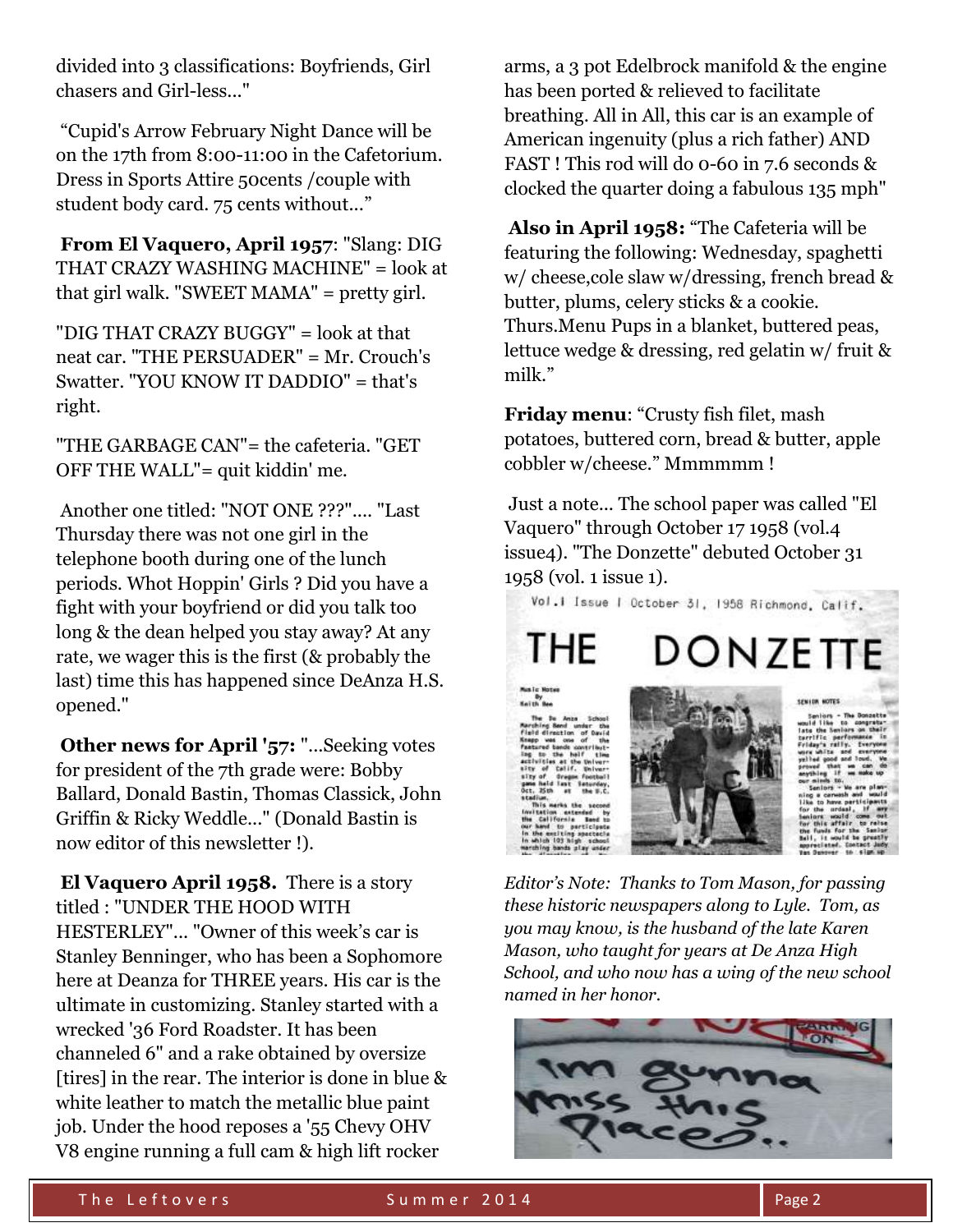divided into 3 classifications: Boyfriends, Girl chasers and Girl-less..."

"Cupid's Arrow February Night Dance will be on the 17th from 8:00-11:00 in the Cafetorium. Dress in Sports Attire 50cents /couple with student body card. 75 cents without..."

**From El Vaquero, April 1957**: "Slang: DIG THAT CRAZY WASHING MACHINE" = look at that girl walk. "SWEET MAMA" = pretty girl.

"DIG THAT CRAZY BUGGY" = look at that neat car. "THE PERSUADER" = Mr. Crouch's Swatter. "YOU KNOW IT DADDIO" = that's right.

"THE GARBAGE CAN"= the cafeteria. "GET OFF THE WALL"= quit kiddin' me.

Another one titled: "NOT ONE ???".... "Last Thursday there was not one girl in the telephone booth during one of the lunch periods. Whot Hoppin' Girls ? Did you have a fight with your boyfriend or did you talk too long & the dean helped you stay away? At any rate, we wager this is the first (& probably the last) time this has happened since DeAnza H.S. opened."

**Other news for April '57:** "...Seeking votes for president of the 7th grade were: Bobby Ballard, Donald Bastin, Thomas Classick, John Griffin & Ricky Weddle..." (Donald Bastin is now editor of this newsletter !).

**El Vaquero April 1958.** There is a story titled : "UNDER THE HOOD WITH HESTERLEY"... "Owner of this week's car is Stanley Benninger, who has been a Sophomore here at Deanza for THREE years. His car is the ultimate in customizing. Stanley started with a wrecked '36 Ford Roadster. It has been channeled 6" and a rake obtained by oversize [tires] in the rear. The interior is done in blue & white leather to match the metallic blue paint job. Under the hood reposes a '55 Chevy OHV V8 engine running a full cam & high lift rocker arms, a 3 pot Edelbrock manifold & the engine has been ported & relieved to facilitate breathing. All in All, this car is an example of American ingenuity (plus a rich father) AND FAST ! This rod will do 0-60 in 7.6 seconds & clocked the quarter doing a fabulous 135 mph"

**Also in April 1958:** "The Cafeteria will be featuring the following: Wednesday, spaghetti w/ cheese,cole slaw w/dressing, french bread & butter, plums, celery sticks & a cookie. Thurs.Menu Pups in a blanket, buttered peas, lettuce wedge & dressing, red gelatin w/ fruit & milk."

**Friday menu**: "Crusty fish filet, mash potatoes, buttered corn, bread & butter, apple cobbler w/cheese." Mmmmmm !

Just a note... The school paper was called "El Vaquero" through October 17 1958 (vol.4 issue4). "The Donzette" debuted October 31 1958 (vol. 1 issue 1).

*Editor's Note: Thanks to Tom Mason, for passing these historic newspapers along to Lyle. Tom, as you may know, is the husband of the late Karen Mason, who taught for years at De Anza High School, and who now has a wing of the new school named in her honor.*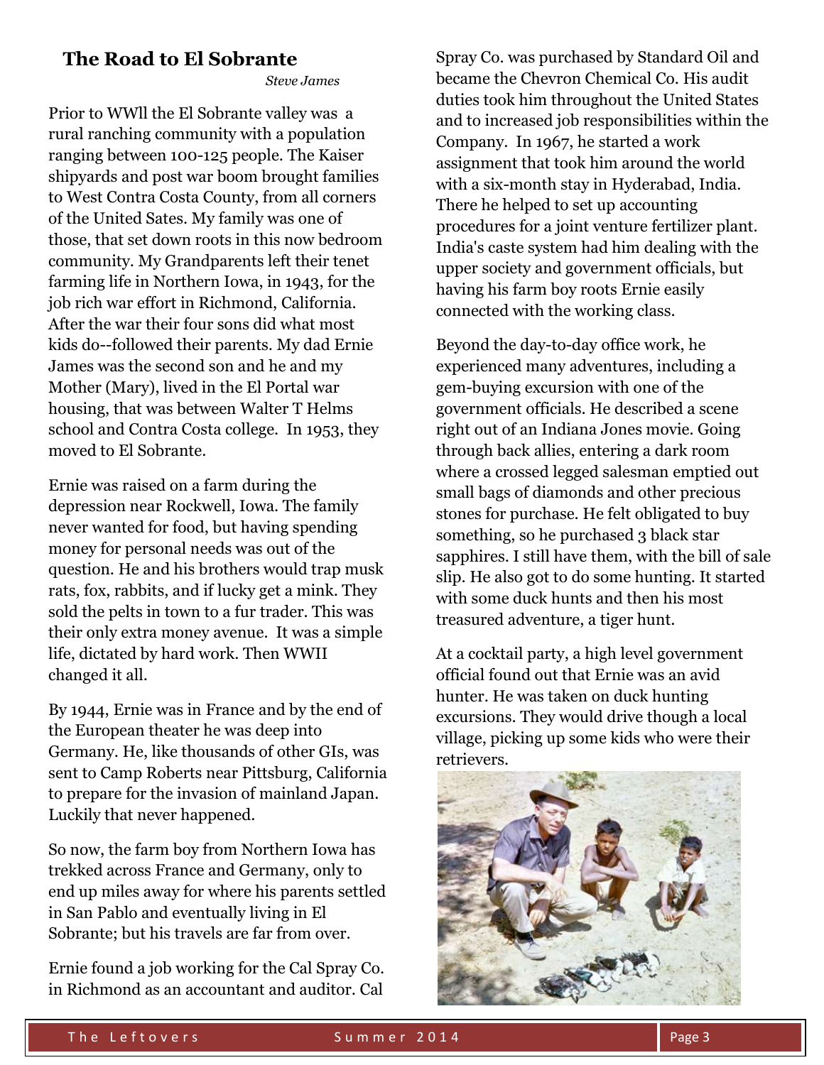## The Road to El Sobrante

*Steve James*

Prior to WWll the El Sobrante valley was a rural ranching community with a population ranging between 100-125 people. The Kaiser shipyards and post war boom brought families to West Contra Costa County, from all corners of the United Sates. My family was one of those, that set down roots in this now bedroom community. My Grandparents left their tenet farming life in Northern Iowa, in 1943, for the job rich war effort in Richmond, California. After the war their four sons did what most kids do--followed their parents. My dad Ernie James was the second son and he and my Mother (Mary), lived in the El Portal war housing, that was between Walter T Helms school and Contra Costa college. In 1953, they moved to El Sobrante.

Ernie was raised on a farm during the depression near Rockwell, Iowa. The family never wanted for food, but having spending money for personal needs was out of the question. He and his brothers would trap musk rats, fox, rabbits, and if lucky get a mink. They sold the pelts in town to a fur trader. This was their only extra money avenue. It was a simple life, dictated by hard work. Then WWII changed it all.

By 1944, Ernie was in France and by the end of the European theater he was deep into Germany. He, like thousands of other GIs, was sent to Camp Roberts near Pittsburg, California to prepare for the invasion of mainland Japan. Luckily that never happened.

So now, the farm boy from Northern Iowa has trekked across France and Germany, only to end up miles away for where his parents settled in San Pablo and eventually living in El Sobrante; but his travels are far from over.

Ernie found a job working for the Cal Spray Co. in Richmond as an accountant and auditor. Cal Spray Co. was purchased by Standard Oil and became the Chevron Chemical Co. His audit duties took him throughout the United States and to increased job responsibilities within the Company. In 1967, he started a work assignment that took him around the world with a six-month stay in Hyderabad, India. There he helped to set up accounting procedures for a joint venture fertilizer plant. India's caste system had him dealing with the upper society and government officials, but having his farm boy roots Ernie easily connected with the working class.

Beyond the day-to-day office work, he experienced many adventures, including a gem-buying excursion with one of the government officials. He described a scene right out of an Indiana Jones movie. Going through back allies, entering a dark room where a crossed legged salesman emptied out small bags of diamonds and other precious stones for purchase. He felt obligated to buy something, so he purchased 3 black star sapphires. I still have them, with the bill of sale slip. He also got to do some hunting. It started with some duck hunts and then his most treasured adventure, a tiger hunt.

At a cocktail party, a high level government official found out that Ernie was an avid hunter. He was taken on duck hunting excursions. They would drive though a local village, picking up some kids who were their retrievers.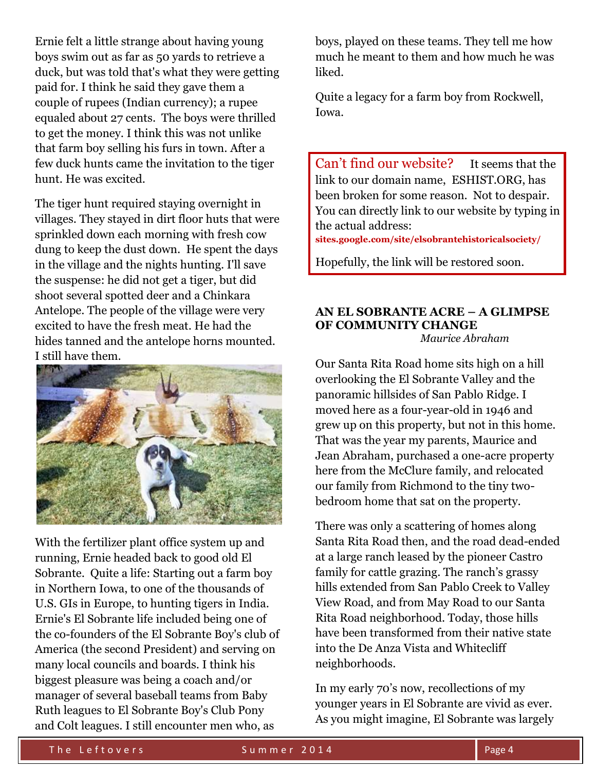Ernie felt a little strange about having young boys swim out as far as 50 yards to retrieve a duck, but was told that's what they were getting paid for. I think he said they gave them a couple of rupees (Indian currency); a rupee equaled about 27 cents. The boys were thrilled to get the money. I think this was not unlike that farm boy selling his furs in town. After a few duck hunts came the invitation to the tiger hunt. He was excited.

The tiger hunt required staying overnight in villages. They stayed in dirt floor huts that were sprinkled down each morning with fresh cow dung to keep the dust down. He spent the days in the village and the nights hunting. I'll save the suspense: he did not get a tiger, but did shoot several spotted deer and a Chinkara Antelope. The people of the village were very excited to have the fresh meat. He had the hides tanned and the antelope horns mounted. I still have them.

With the fertilizer plant office system up and running, Ernie headed back to good old El Sobrante. Quite a life: Starting out a farm boy in Northern Iowa, to one of the thousands of U.S. GIs in Europe, to hunting tigers in India. Ernie's El Sobrante life included being one of the co-founders of the El Sobrante Boy's club of America (the second President) and serving on many local councils and boards. I think his biggest pleasure was being a coach and/or manager of several baseball teams from Baby Ruth leagues to El Sobrante Boy's Club Pony and Colt leagues. I still encounter men who, as boys, played on these teams. They tell me how much he meant to them and how much he was liked.

Quite a legacy for a farm boy from Rockwell, Iowa.

Can't find our website? It seems that the link to our domain name, ESHIST.ORG, has been broken for some reason. Not to despair. You can directly link to our website by typing in the actual address:
**sites.google.com/site/elsobrantehistoricalsociety/**

Hopefully, the link will be restored soon.

## AN EL SOBRANTE ACRE – A GLIMPSE OF COMMUNITY CHANGE

*Maurice Abraham*

Our Santa Rita Road home sits high on a hill overlooking the El Sobrante Valley and the panoramic hillsides of San Pablo Ridge. I moved here as a four-year-old in 1946 and grew up on this property, but not in this home. That was the year my parents, Maurice and Jean Abraham, purchased a one-acre property here from the McClure family, and relocated our family from Richmond to the tiny two-bedroom home that sat on the property.

There was only a scattering of homes along Santa Rita Road then, and the road dead-ended at a large ranch leased by the pioneer Castro family for cattle grazing. The ranch's grassy hills extended from San Pablo Creek to Valley View Road, and from May Road to our Santa Rita Road neighborhood. Today, those hills have been transformed from their native state into the De Anza Vista and Whitecliff neighborhoods.

In my early 70's now, recollections of my younger years in El Sobrante are vivid as ever. As you might imagine, El Sobrante was largely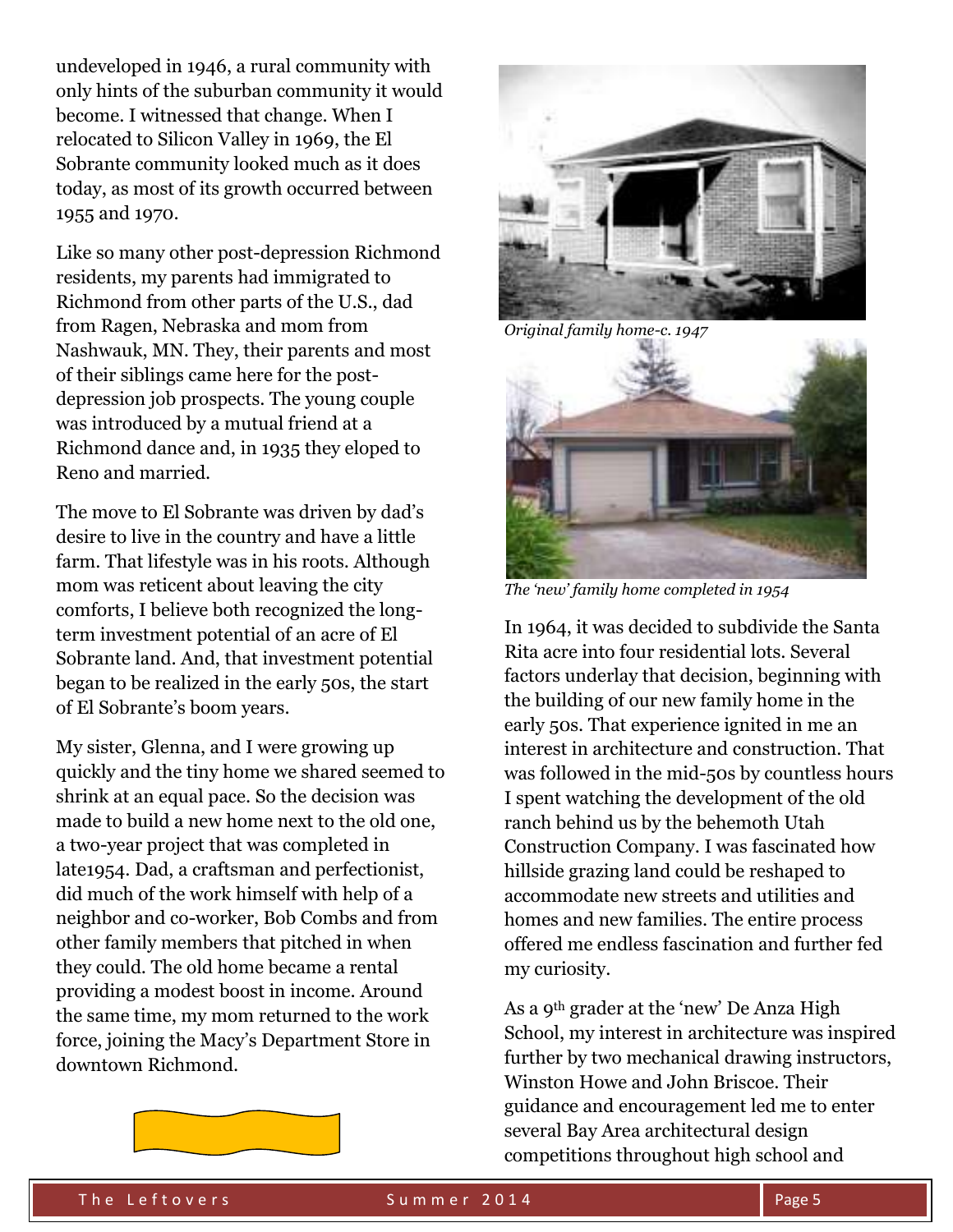undeveloped in 1946, a rural community with only hints of the suburban community it would become. I witnessed that change. When I relocated to Silicon Valley in 1969, the El Sobrante community looked much as it does today, as most of its growth occurred between 1955 and 1970.

Like so many other post-depression Richmond residents, my parents had immigrated to Richmond from other parts of the U.S., dad from Ragen, Nebraska and mom from Nashwauk, MN. They, their parents and most of their siblings came here for the post-depression job prospects. The young couple was introduced by a mutual friend at a Richmond dance and, in 1935 they eloped to Reno and married.

The move to El Sobrante was driven by dad's desire to live in the country and have a little farm. That lifestyle was in his roots. Although mom was reticent about leaving the city comforts, I believe both recognized the long-term investment potential of an acre of El Sobrante land. And, that investment potential began to be realized in the early 50s, the start of El Sobrante's boom years.

My sister, Glenna, and I were growing up quickly and the tiny home we shared seemed to shrink at an equal pace. So the decision was made to build a new home next to the old one, a two-year project that was completed in late1954. Dad, a craftsman and perfectionist, did much of the work himself with help of a neighbor and co-worker, Bob Combs and from other family members that pitched in when they could. The old home became a rental providing a modest boost in income. Around the same time, my mom returned to the work force, joining the Macy's Department Store in downtown Richmond.

*Original family home-c. 1947*

*The 'new' family home completed in 1954*

In 1964, it was decided to subdivide the Santa Rita acre into four residential lots. Several factors underlay that decision, beginning with the building of our new family home in the early 50s. That experience ignited in me an interest in architecture and construction. That was followed in the mid-50s by countless hours I spent watching the development of the old ranch behind us by the behemoth Utah Construction Company. I was fascinated how hillside grazing land could be reshaped to accommodate new streets and utilities and homes and new families. The entire process offered me endless fascination and further fed my curiosity.

As a 9th grader at the 'new' De Anza High School, my interest in architecture was inspired further by two mechanical drawing instructors, Winston Howe and John Briscoe. Their guidance and encouragement led me to enter several Bay Area architectural design competitions throughout high school and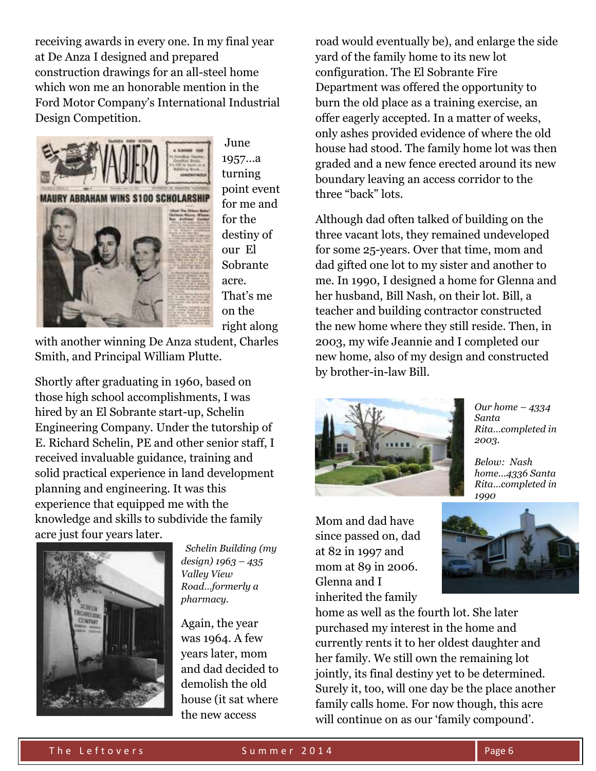receiving awards in every one. In my final year at De Anza I designed and prepared construction drawings for an all-steel home which won me an honorable mention in the Ford Motor Company's International Industrial Design Competition.

June 1957…a turning point event for me and for the destiny of our El Sobrante acre. That's me on the right along with another winning De Anza student, Charles Smith, and Principal William Plutte.

Shortly after graduating in 1960, based on those high school accomplishments, I was hired by an El Sobrante start-up, Schelin Engineering Company. Under the tutorship of E. Richard Schelin, PE and other senior staff, I received invaluable guidance, training and solid practical experience in land development planning and engineering. It was this experience that equipped me with the knowledge and skills to subdivide the family acre just four years later.

*Schelin Building (my design) 1963 – 435 Valley View Road…formerly a pharmacy.*

Again, the year was 1964. A few years later, mom and dad decided to demolish the old house (it sat where the new access road would eventually be), and enlarge the side yard of the family home to its new lot configuration. The El Sobrante Fire Department was offered the opportunity to burn the old place as a training exercise, an offer eagerly accepted. In a matter of weeks, only ashes provided evidence of where the old house had stood. The family home lot was then graded and a new fence erected around its new boundary leaving an access corridor to the three "back" lots.

Although dad often talked of building on the three vacant lots, they remained undeveloped for some 25-years. Over that time, mom and dad gifted one lot to my sister and another to me. In 1990, I designed a home for Glenna and her husband, Bill Nash, on their lot. Bill, a teacher and building contractor constructed the new home where they still reside. Then, in 2003, my wife Jeannie and I completed our new home, also of my design and constructed by brother-in-law Bill.

*Our home – 4334 Santa Rita…completed in 2003.*

*Below: Nash home…4336 Santa Rita…completed in 1990*

Mom and dad have since passed on, dad at 82 in 1997 and mom at 89 in 2006. Glenna and I inherited the family home as well as the fourth lot. She later purchased my interest in the home and currently rents it to her oldest daughter and her family. We still own the remaining lot jointly, its final destiny yet to be determined. Surely it, too, will one day be the place another family calls home. For now though, this acre will continue on as our 'family compound'.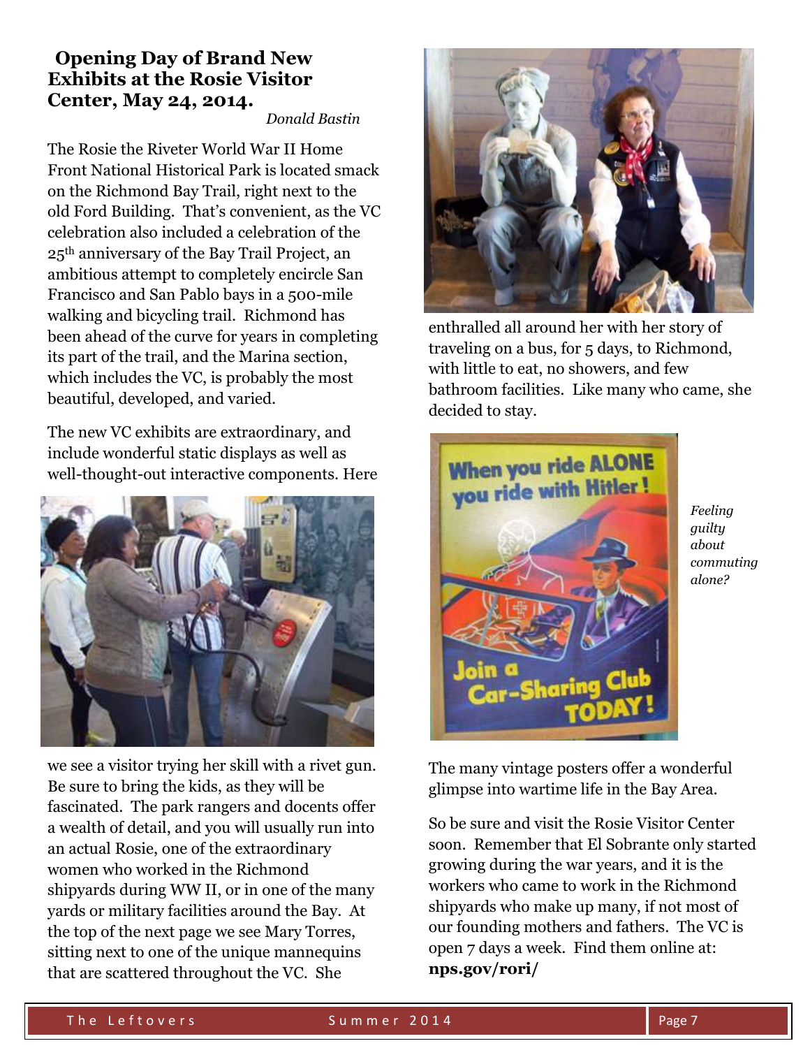## Opening Day of Brand New Exhibits at the Rosie Visitor Center, May 24, 2014.

*Donald Bastin*

The Rosie the Riveter World War II Home Front National Historical Park is located smack on the Richmond Bay Trail, right next to the old Ford Building. That's convenient, as the VC celebration also included a celebration of the 25th anniversary of the Bay Trail Project, an ambitious attempt to completely encircle San Francisco and San Pablo bays in a 500-mile walking and bicycling trail. Richmond has been ahead of the curve for years in completing its part of the trail, and the Marina section, which includes the VC, is probably the most beautiful, developed, and varied.

The new VC exhibits are extraordinary, and include wonderful static displays as well as well-thought-out interactive components. Here we see a visitor trying her skill with a rivet gun. Be sure to bring the kids, as they will be fascinated. The park rangers and docents offer a wealth of detail, and you will usually run into an actual Rosie, one of the extraordinary women who worked in the Richmond shipyards during WW II, or in one of the many yards or military facilities around the Bay. At the top of the next page we see Mary Torres, sitting next to one of the unique mannequins that are scattered throughout the VC. She enthralled all around her with her story of traveling on a bus, for 5 days, to Richmond, with little to eat, no showers, and few bathroom facilities. Like many who came, she decided to stay.

*Feeling guilty about commuting alone?*

The many vintage posters offer a wonderful glimpse into wartime life in the Bay Area.

So be sure and visit the Rosie Visitor Center soon. Remember that El Sobrante only started growing during the war years, and it is the workers who came to work in the Richmond shipyards who make up many, if not most of our founding mothers and fathers. The VC is open 7 days a week. Find them online at: **nps.gov/rori/**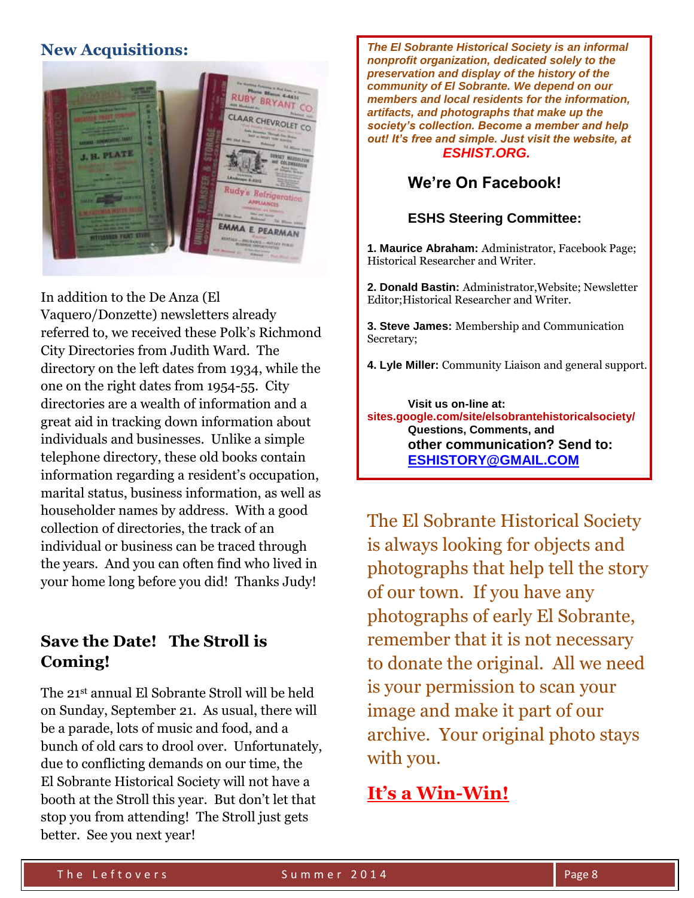## New Acquisitions:

In addition to the De Anza (El Vaquero/Donzette) newsletters already referred to, we received these Polk's Richmond City Directories from Judith Ward. The directory on the left dates from 1934, while the one on the right dates from 1954-55. City directories are a wealth of information and a great aid in tracking down information about individuals and businesses. Unlike a simple telephone directory, these old books contain information regarding a resident's occupation, marital status, business information, as well as householder names by address. With a good collection of directories, the track of an individual or business can be traced through the years. And you can often find who lived in your home long before you did! Thanks Judy!

## Save the Date! The Stroll is Coming!

The 21st annual El Sobrante Stroll will be held on Sunday, September 21. As usual, there will be a parade, lots of music and food, and a bunch of old cars to drool over. Unfortunately, due to conflicting demands on our time, the El Sobrante Historical Society will not have a booth at the Stroll this year. But don't let that stop you from attending! The Stroll just gets better. See you next year!

***The El Sobrante Historical Society is an informal nonprofit organization, dedicated solely to the preservation and display of the history of the community of El Sobrante. We depend on our members and local residents for the information, artifacts, and photographs that make up the society's collection. Become a member and help out! It's free and simple. Just visit the website, at ESHIST.ORG.***

### We're On Facebook!

### ESHS Steering Committee:

1. **Maurice Abraham:** Administrator, Facebook Page; Historical Researcher and Writer.

2. **Donald Bastin:** Administrator,Website; Newsletter Editor;Historical Researcher and Writer.

3. **Steve James:** Membership and Communication Secretary;

4. **Lyle Miller:** Community Liaison and general support.

**Visit us on-line at:**
**sites.google.com/site/elsobrantehistoricalsociety/**
**Questions, Comments, and other communication? Send to:**
**ESHISTORY@GMAIL.COM**

The El Sobrante Historical Society is always looking for objects and photographs that help tell the story of our town. If you have any photographs of early El Sobrante, remember that it is not necessary to donate the original. All we need is your permission to scan your image and make it part of our archive. Your original photo stays with you.

**It's a Win-Win!**